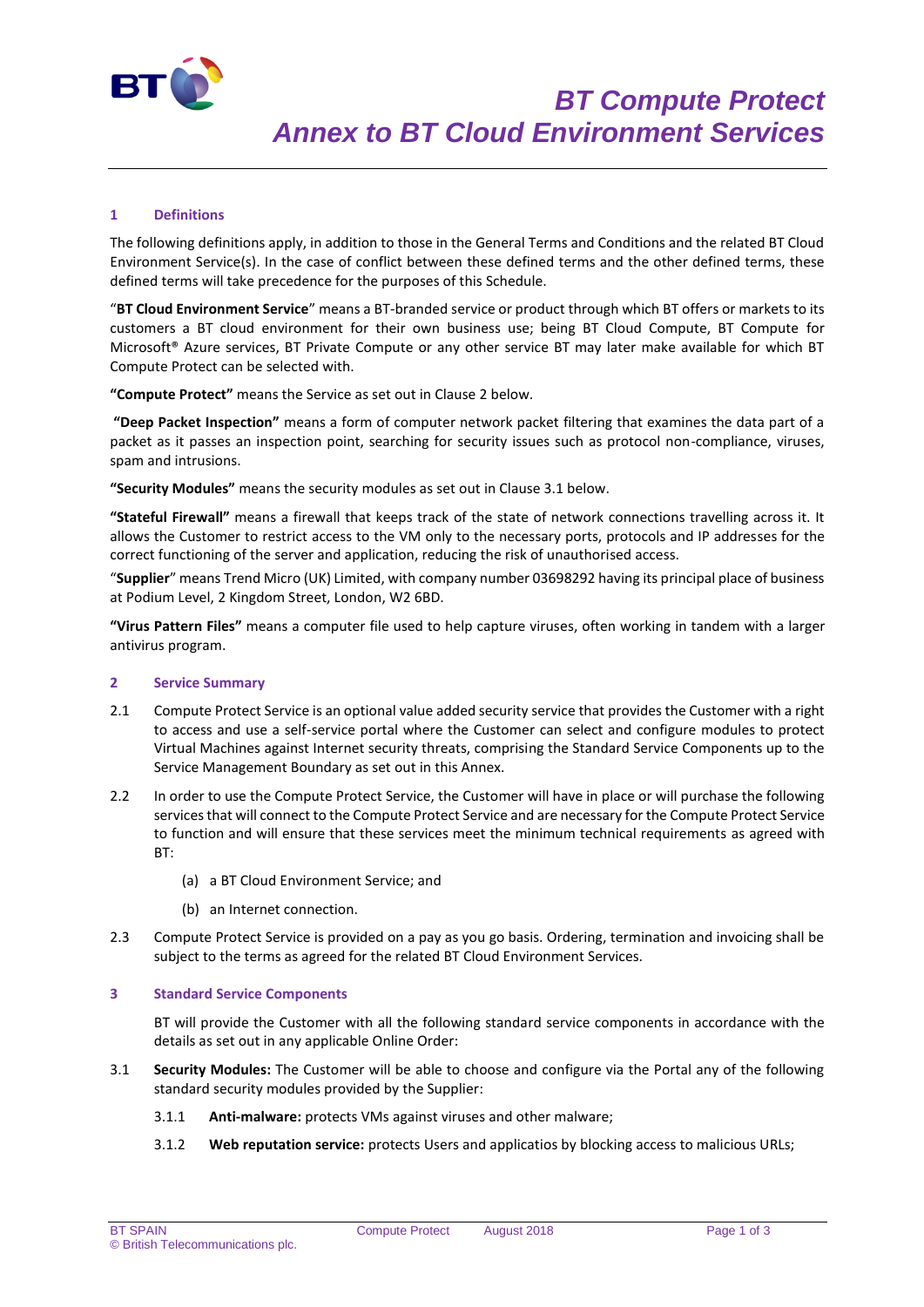# BT Compute Protect
# Annex to BT Cloud Environment Services

## 1 Definitions

The following definitions apply, in addition to those in the General Terms and Conditions and the related BT Cloud Environment Service(s). In the case of conflict between these defined terms and the other defined terms, these defined terms will take precedence for the purposes of this Schedule.

"**BT Cloud Environment Service**" means a BT-branded service or product through which BT offers or markets to its customers a BT cloud environment for their own business use; being BT Cloud Compute, BT Compute for Microsoft® Azure services, BT Private Compute or any other service BT may later make available for which BT Compute Protect can be selected with.

**"Compute Protect"** means the Service as set out in Clause 2 below.

**"Deep Packet Inspection"** means a form of computer network packet filtering that examines the data part of a packet as it passes an inspection point, searching for security issues such as protocol non-compliance, viruses, spam and intrusions.

**"Security Modules"** means the security modules as set out in Clause 3.1 below.

**"Stateful Firewall"** means a firewall that keeps track of the state of network connections travelling across it. It allows the Customer to restrict access to the VM only to the necessary ports, protocols and IP addresses for the correct functioning of the server and application, reducing the risk of unauthorised access.

"**Supplier**" means Trend Micro (UK) Limited, with company number 03698292 having its principal place of business at Podium Level, 2 Kingdom Street, London, W2 6BD.

**"Virus Pattern Files"** means a computer file used to help capture viruses, often working in tandem with a larger antivirus program.

## 2 Service Summary

2.1 Compute Protect Service is an optional value added security service that provides the Customer with a right to access and use a self-service portal where the Customer can select and configure modules to protect Virtual Machines against Internet security threats, comprising the Standard Service Components up to the Service Management Boundary as set out in this Annex.

2.2 In order to use the Compute Protect Service, the Customer will have in place or will purchase the following services that will connect to the Compute Protect Service and are necessary for the Compute Protect Service to function and will ensure that these services meet the minimum technical requirements as agreed with BT:

(a) a BT Cloud Environment Service; and

(b) an Internet connection.

2.3 Compute Protect Service is provided on a pay as you go basis. Ordering, termination and invoicing shall be subject to the terms as agreed for the related BT Cloud Environment Services.

## 3 Standard Service Components

BT will provide the Customer with all the following standard service components in accordance with the details as set out in any applicable Online Order:

3.1 **Security Modules:** The Customer will be able to choose and configure via the Portal any of the following standard security modules provided by the Supplier:

3.1.1 **Anti-malware:** protects VMs against viruses and other malware;

3.1.2 **Web reputation service:** protects Users and applicatios by blocking access to malicious URLs;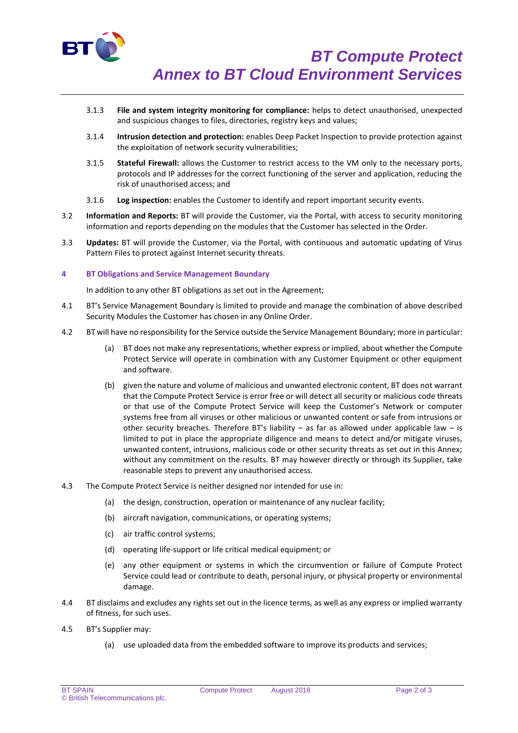3.1.3 **File and system integrity monitoring for compliance:** helps to detect unauthorised, unexpected and suspicious changes to files, directories, registry keys and values;

3.1.4 **Intrusion detection and protection:** enables Deep Packet Inspection to provide protection against the exploitation of network security vulnerabilities;

3.1.5 **Stateful Firewall:** allows the Customer to restrict access to the VM only to the necessary ports, protocols and IP addresses for the correct functioning of the server and application, reducing the risk of unauthorised access; and

3.1.6 **Log inspection:** enables the Customer to identify and report important security events.

3.2 **Information and Reports:** BT will provide the Customer, via the Portal, with access to security monitoring information and reports depending on the modules that the Customer has selected in the Order.

3.3 **Updates:** BT will provide the Customer, via the Portal, with continuous and automatic updating of Virus Pattern Files to protect against Internet security threats.

## 4 BT Obligations and Service Management Boundary

In addition to any other BT obligations as set out in the Agreement;

4.1 BT's Service Management Boundary is limited to provide and manage the combination of above described Security Modules the Customer has chosen in any Online Order.

4.2 BT will have no responsibility for the Service outside the Service Management Boundary; more in particular:

(a) BT does not make any representations, whether express or implied, about whether the Compute Protect Service will operate in combination with any Customer Equipment or other equipment and software.

(b) given the nature and volume of malicious and unwanted electronic content, BT does not warrant that the Compute Protect Service is error free or will detect all security or malicious code threats or that use of the Compute Protect Service will keep the Customer's Network or computer systems free from all viruses or other malicious or unwanted content or safe from intrusions or other security breaches. Therefore BT's liability – as far as allowed under applicable law – is limited to put in place the appropriate diligence and means to detect and/or mitigate viruses, unwanted content, intrusions, malicious code or other security threats as set out in this Annex; without any commitment on the results. BT may however directly or through its Supplier, take reasonable steps to prevent any unauthorised access.

4.3 The Compute Protect Service is neither designed nor intended for use in:

(a) the design, construction, operation or maintenance of any nuclear facility;

(b) aircraft navigation, communications, or operating systems;

(c) air traffic control systems;

(d) operating life-support or life critical medical equipment; or

(e) any other equipment or systems in which the circumvention or failure of Compute Protect Service could lead or contribute to death, personal injury, or physical property or environmental damage.

4.4 BT disclaims and excludes any rights set out in the licence terms, as well as any express or implied warranty of fitness, for such uses.

4.5 BT's Supplier may:

(a) use uploaded data from the embedded software to improve its products and services;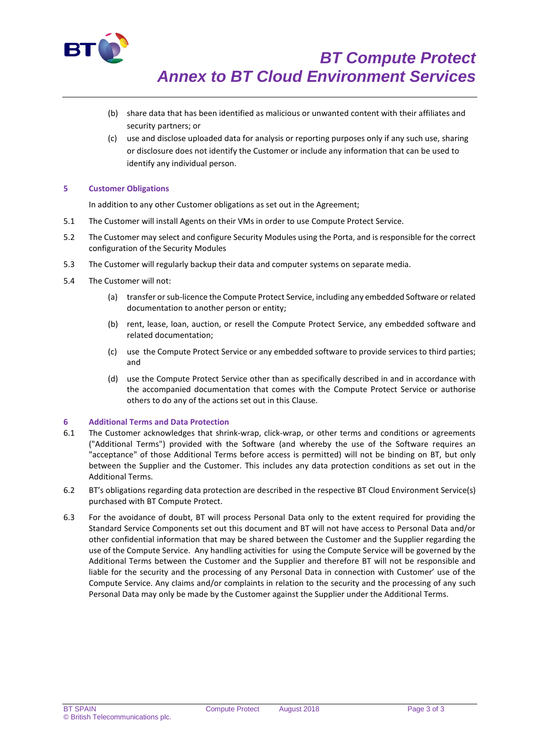(b) share data that has been identified as malicious or unwanted content with their affiliates and security partners; or

(c) use and disclose uploaded data for analysis or reporting purposes only if any such use, sharing or disclosure does not identify the Customer or include any information that can be used to identify any individual person.

## 5 Customer Obligations

In addition to any other Customer obligations as set out in the Agreement;

5.1 The Customer will install Agents on their VMs in order to use Compute Protect Service.

5.2 The Customer may select and configure Security Modules using the Porta, and is responsible for the correct configuration of the Security Modules

5.3 The Customer will regularly backup their data and computer systems on separate media.

5.4 The Customer will not:

(a) transfer or sub-licence the Compute Protect Service, including any embedded Software or related documentation to another person or entity;

(b) rent, lease, loan, auction, or resell the Compute Protect Service, any embedded software and related documentation;

(c) use the Compute Protect Service or any embedded software to provide services to third parties; and

(d) use the Compute Protect Service other than as specifically described in and in accordance with the accompanied documentation that comes with the Compute Protect Service or authorise others to do any of the actions set out in this Clause.

## 6 Additional Terms and Data Protection

6.1 The Customer acknowledges that shrink-wrap, click-wrap, or other terms and conditions or agreements ("Additional Terms") provided with the Software (and whereby the use of the Software requires an "acceptance" of those Additional Terms before access is permitted) will not be binding on BT, but only between the Supplier and the Customer. This includes any data protection conditions as set out in the Additional Terms.

6.2 BT's obligations regarding data protection are described in the respective BT Cloud Environment Service(s) purchased with BT Compute Protect.

6.3 For the avoidance of doubt, BT will process Personal Data only to the extent required for providing the Standard Service Components set out this document and BT will not have access to Personal Data and/or other confidential information that may be shared between the Customer and the Supplier regarding the use of the Compute Service. Any handling activities for using the Compute Service will be governed by the Additional Terms between the Customer and the Supplier and therefore BT will not be responsible and liable for the security and the processing of any Personal Data in connection with Customer' use of the Compute Service. Any claims and/or complaints in relation to the security and the processing of any such Personal Data may only be made by the Customer against the Supplier under the Additional Terms.